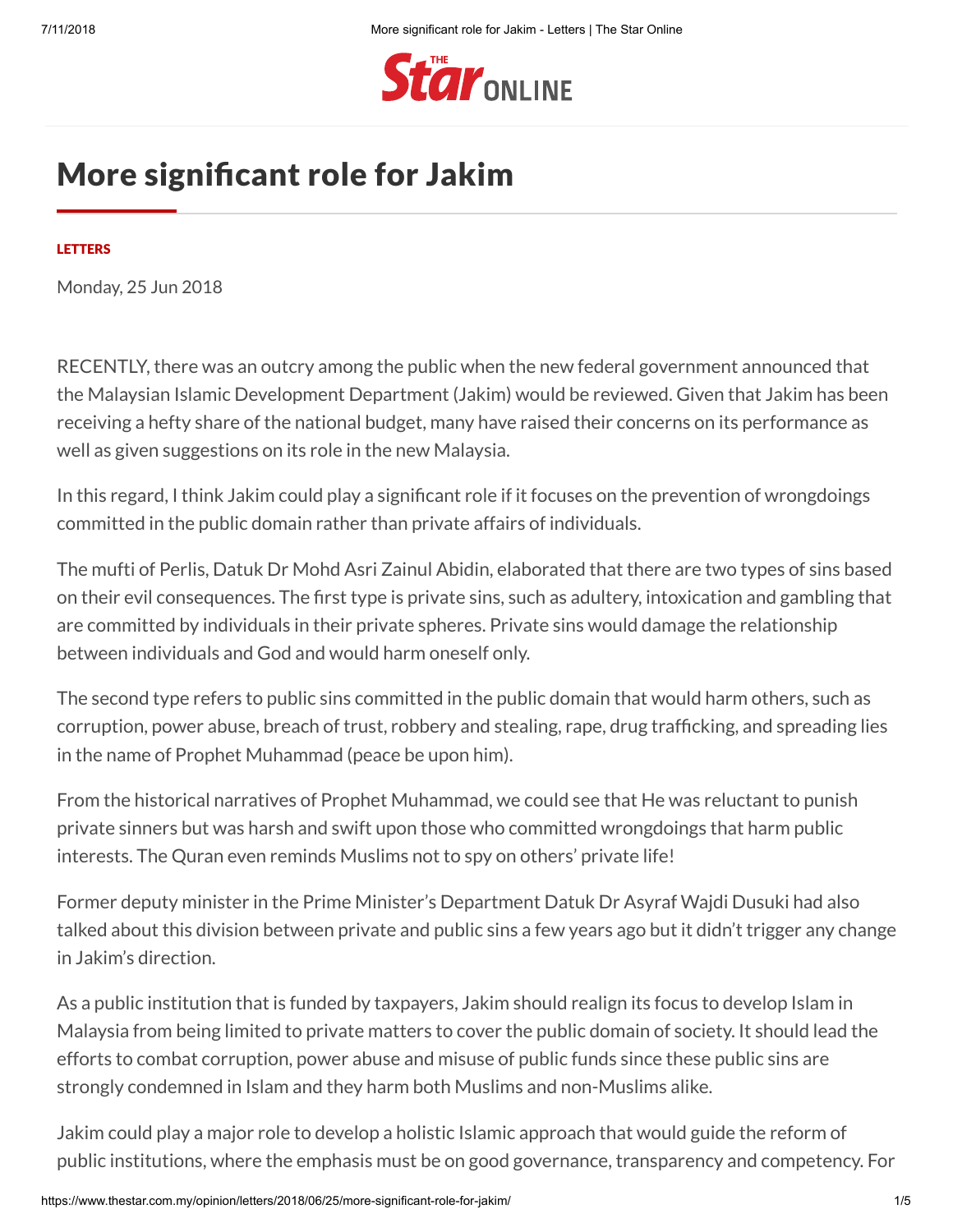# More significant role for Jakim

LETTERS

Monday, 25 Jun 2018

RECENTLY, there was an outcry among the public when the new federal government announced that the Malaysian Islamic Development Department (Jakim) would be reviewed. Given that Jakim has been receiving a hefty share of the national budget, many have raised their concerns on its performance as well as given suggestions on its role in the new Malaysia.

In this regard, I think Jakim could play a significant role if it focuses on the prevention of wrongdoings committed in the public domain rather than private affairs of individuals.

The mufti of Perlis, Datuk Dr Mohd Asri Zainul Abidin, elaborated that there are two types of sins based on their evil consequences. The first type is private sins, such as adultery, intoxication and gambling that are committed by individuals in their private spheres. Private sins would damage the relationship between individuals and God and would harm oneself only.

The second type refers to public sins committed in the public domain that would harm others, such as corruption, power abuse, breach of trust, robbery and stealing, rape, drug trafficking, and spreading lies in the name of Prophet Muhammad (peace be upon him).

From the historical narratives of Prophet Muhammad, we could see that He was reluctant to punish private sinners but was harsh and swift upon those who committed wrongdoings that harm public interests. The Quran even reminds Muslims not to spy on others' private life!

Former deputy minister in the Prime Minister's Department Datuk Dr Asyraf Wajdi Dusuki had also talked about this division between private and public sins a few years ago but it didn't trigger any change in Jakim's direction.

As a public institution that is funded by taxpayers, Jakim should realign its focus to develop Islam in Malaysia from being limited to private matters to cover the public domain of society. It should lead the efforts to combat corruption, power abuse and misuse of public funds since these public sins are strongly condemned in Islam and they harm both Muslims and non-Muslims alike.

Jakim could play a major role to develop a holistic Islamic approach that would guide the reform of public institutions, where the emphasis must be on good governance, transparency and competency. For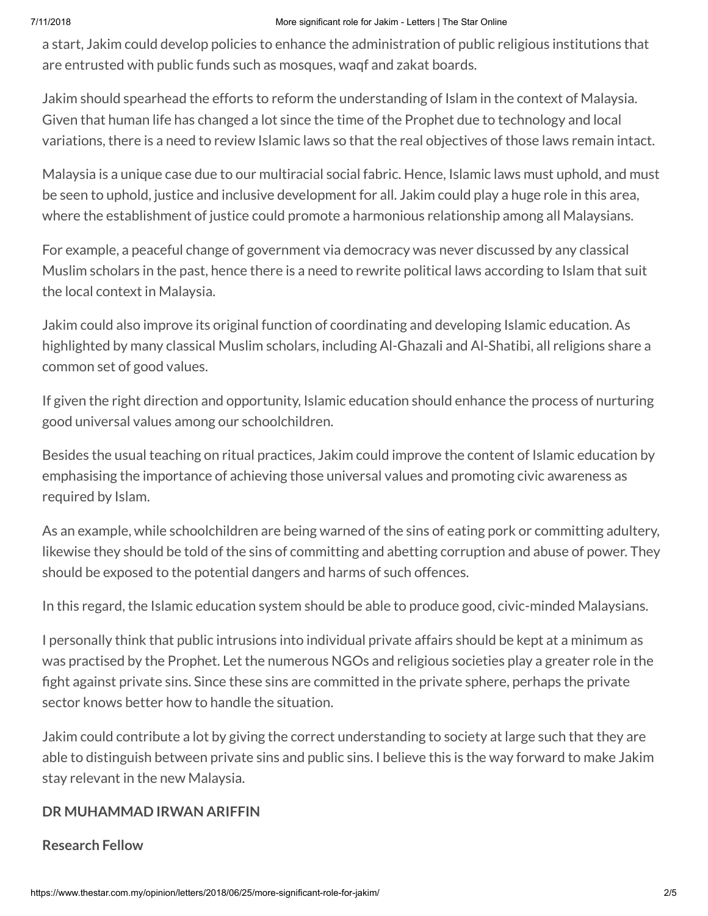a start, Jakim could develop policies to enhance the administration of public religious institutions that are entrusted with public funds such as mosques, waqf and zakat boards.

Jakim should spearhead the efforts to reform the understanding of Islam in the context of Malaysia. Given that human life has changed a lot since the time of the Prophet due to technology and local variations, there is a need to review Islamic laws so that the real objectives of those laws remain intact.

Malaysia is a unique case due to our multiracial social fabric. Hence, Islamic laws must uphold, and must be seen to uphold, justice and inclusive development for all. Jakim could play a huge role in this area, where the establishment of justice could promote a harmonious relationship among all Malaysians.

For example, a peaceful change of government via democracy was never discussed by any classical Muslim scholars in the past, hence there is a need to rewrite political laws according to Islam that suit the local context in Malaysia.

Jakim could also improve its original function of coordinating and developing Islamic education. As highlighted by many classical Muslim scholars, including Al-Ghazali and Al-Shatibi, all religions share a common set of good values.

If given the right direction and opportunity, Islamic education should enhance the process of nurturing good universal values among our schoolchildren.

Besides the usual teaching on ritual practices, Jakim could improve the content of Islamic education by emphasising the importance of achieving those universal values and promoting civic awareness as required by Islam.

As an example, while schoolchildren are being warned of the sins of eating pork or committing adultery, likewise they should be told of the sins of committing and abetting corruption and abuse of power. They should be exposed to the potential dangers and harms of such offences.

In this regard, the Islamic education system should be able to produce good, civic-minded Malaysians.

I personally think that public intrusions into individual private affairs should be kept at a minimum as was practised by the Prophet. Let the numerous NGOs and religious societies play a greater role in the fight against private sins. Since these sins are committed in the private sphere, perhaps the private sector knows better how to handle the situation.

Jakim could contribute a lot by giving the correct understanding to society at large such that they are able to distinguish between private sins and public sins. I believe this is the way forward to make Jakim stay relevant in the new Malaysia.

**DR MUHAMMAD IRWAN ARIFFIN**

**Research Fellow**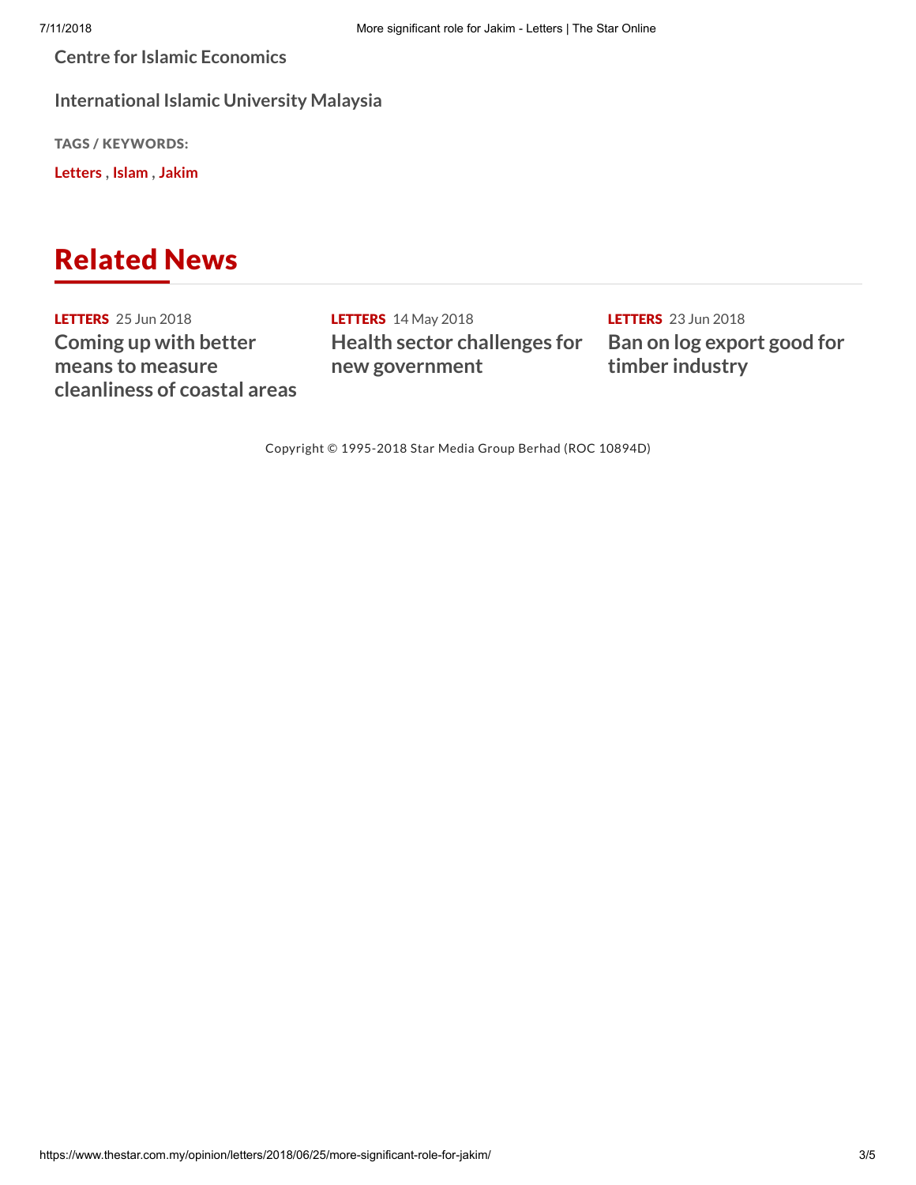**Centre for Islamic Economics**

**International Islamic University Malaysia**

TAGS / KEYWORDS:

**Letters** , **Islam** , **Jakim**

## Related News

**LETTERS** 25 Jun 2018
**Coming up with better means to measure cleanliness of coastal areas**

**LETTERS** 14 May 2018
**Health sector challenges for new government**

**LETTERS** 23 Jun 2018
**Ban on log export good for timber industry**

Copyright © 1995-2018 Star Media Group Berhad (ROC 10894D)